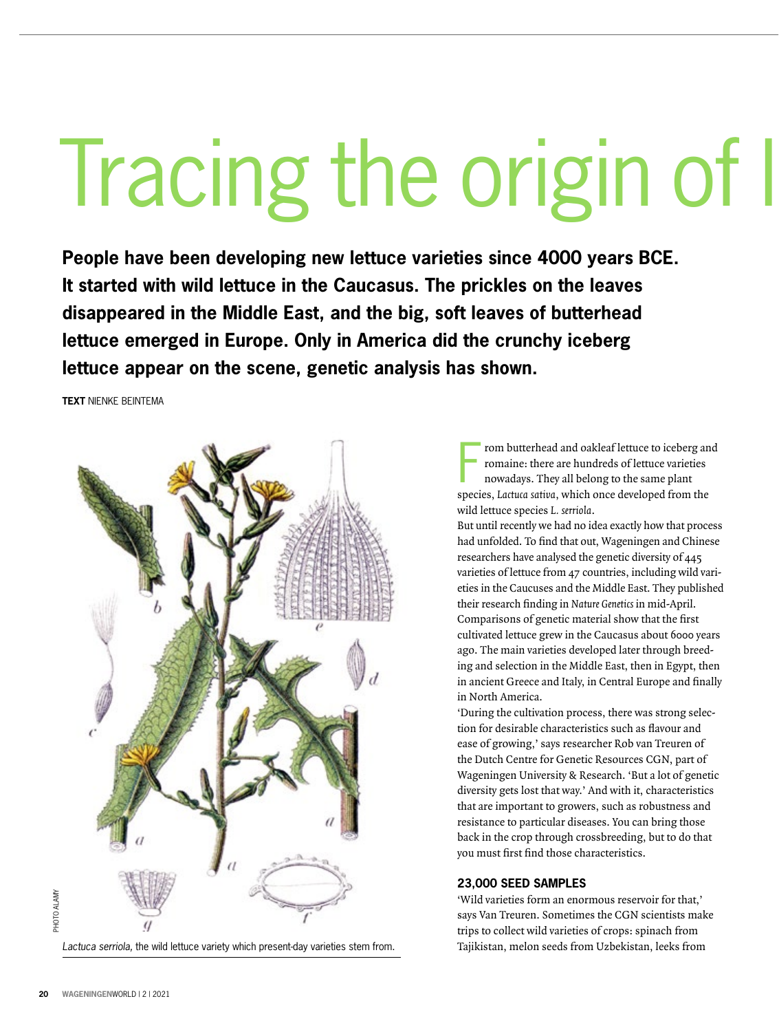# Tracing the origin of l

**People have been developing new lettuce varieties since 4000 years BCE. It started with wild lettuce in the Caucasus. The prickles on the leaves disappeared in the Middle East, and the big, soft leaves of butterhead lettuce emerged in Europe. Only in America did the crunchy iceberg lettuce appear on the scene, genetic analysis has shown.**

**TEXT** NIENKE BEINTEMA

PHOTO ALAMY

*Lactuca serriola,* the wild lettuce variety which present-day varieties stem from.

From butterhead and oakleaf lettuce to iceberg and romaine: there are hundreds of lettuce varieties nowadays. They all belong to the same plant species, *Lactuca sativa*, which once developed from the wild lettuce species *L. serriola*.

But until recently we had no idea exactly how that process had unfolded. To find that out, Wageningen and Chinese researchers have analysed the genetic diversity of 445 varieties of lettuce from 47 countries, including wild varieties in the Caucuses and the Middle East. They published their research finding in *Nature Genetics* in mid-April. Comparisons of genetic material show that the first cultivated lettuce grew in the Caucasus about 6000 years ago. The main varieties developed later through breeding and selection in the Middle East, then in Egypt, then in ancient Greece and Italy, in Central Europe and finally in North America.

'During the cultivation process, there was strong selection for desirable characteristics such as flavour and ease of growing,' says researcher Rob van Treuren of the Dutch Centre for Genetic Resources CGN, part of Wageningen University & Research. 'But a lot of genetic diversity gets lost that way.' And with it, characteristics that are important to growers, such as robustness and resistance to particular diseases. You can bring those back in the crop through crossbreeding, but to do that you must first find those characteristics.

### 23,000 SEED SAMPLES

'Wild varieties form an enormous reservoir for that,' says Van Treuren. Sometimes the CGN scientists make trips to collect wild varieties of crops: spinach from Tajikistan, melon seeds from Uzbekistan, leeks from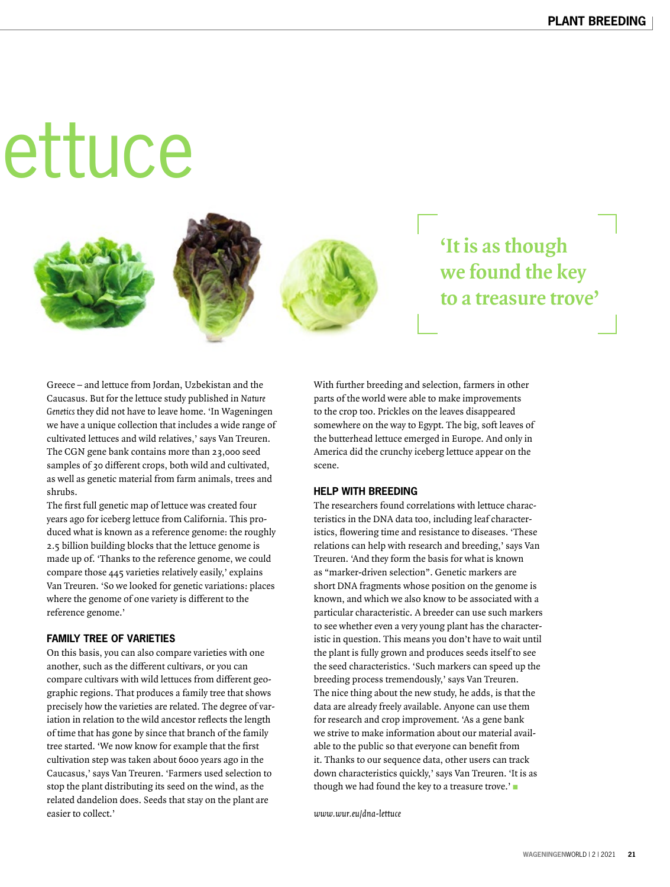# ettuce

> 'It is as though we found the key to a treasure trove'

Greece – and lettuce from Jordan, Uzbekistan and the Caucasus. But for the lettuce study published in *Nature Genetics* they did not have to leave home. 'In Wageningen we have a unique collection that includes a wide range of cultivated lettuces and wild relatives,' says Van Treuren. The CGN gene bank contains more than 23,000 seed samples of 30 different crops, both wild and cultivated, as well as genetic material from farm animals, trees and shrubs.

The first full genetic map of lettuce was created four years ago for iceberg lettuce from California. This produced what is known as a reference genome: the roughly 2.5 billion building blocks that the lettuce genome is made up of. 'Thanks to the reference genome, we could compare those 445 varieties relatively easily,' explains Van Treuren. 'So we looked for genetic variations: places where the genome of one variety is different to the reference genome.'

## FAMILY TREE OF VARIETIES

On this basis, you can also compare varieties with one another, such as the different cultivars, or you can compare cultivars with wild lettuces from different geographic regions. That produces a family tree that shows precisely how the varieties are related. The degree of variation in relation to the wild ancestor reflects the length of time that has gone by since that branch of the family tree started. 'We now know for example that the first cultivation step was taken about 6000 years ago in the Caucasus,' says Van Treuren. 'Farmers used selection to stop the plant distributing its seed on the wind, as the related dandelion does. Seeds that stay on the plant are easier to collect.'

With further breeding and selection, farmers in other parts of the world were able to make improvements to the crop too. Prickles on the leaves disappeared somewhere on the way to Egypt. The big, soft leaves of the butterhead lettuce emerged in Europe. And only in America did the crunchy iceberg lettuce appear on the scene.

## HELP WITH BREEDING

The researchers found correlations with lettuce characteristics in the DNA data too, including leaf characteristics, flowering time and resistance to diseases. 'These relations can help with research and breeding,' says Van Treuren. 'And they form the basis for what is known as "marker-driven selection". Genetic markers are short DNA fragments whose position on the genome is known, and which we also know to be associated with a particular characteristic. A breeder can use such markers to see whether even a very young plant has the characteristic in question. This means you don't have to wait until the plant is fully grown and produces seeds itself to see the seed characteristics. 'Such markers can speed up the breeding process tremendously,' says Van Treuren.

The nice thing about the new study, he adds, is that the data are already freely available. Anyone can use them for research and crop improvement. 'As a gene bank we strive to make information about our material available to the public so that everyone can benefit from it. Thanks to our sequence data, other users can track down characteristics quickly,' says Van Treuren. 'It is as though we had found the key to a treasure trove.' ■

*www.wur.eu/dna-lettuce*